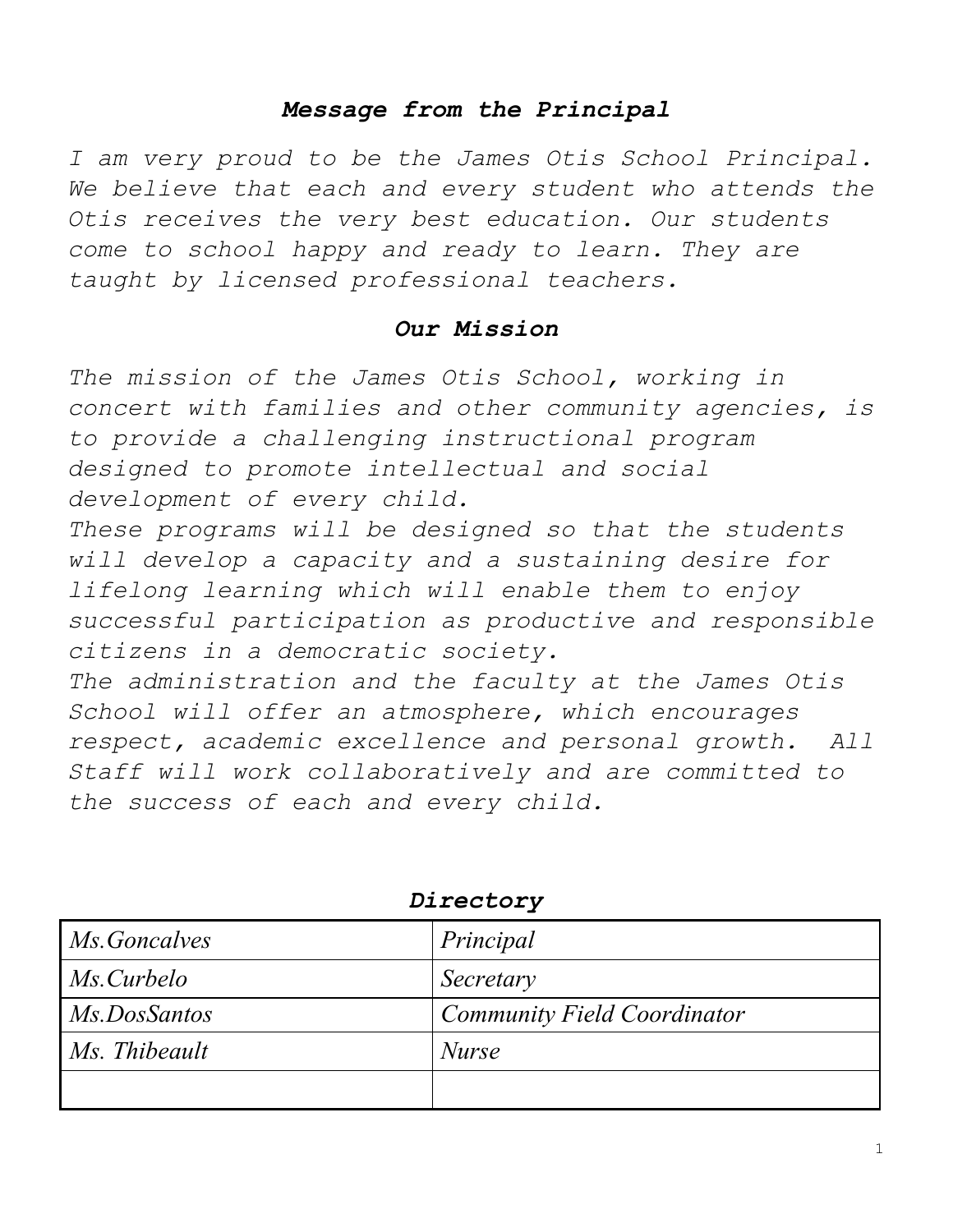## *Message from the Principal*

*I am very proud to be the James Otis School Principal. We believe that each and every student who attends the Otis receives the very best education. Our students come to school happy and ready to learn. They are taught by licensed professional teachers.*

## *Our Mission*

*The mission of the James Otis School, working in concert with families and other community agencies, is to provide a challenging instructional program designed to promote intellectual and social development of every child.*

*These programs will be designed so that the students will develop a capacity and a sustaining desire for lifelong learning which will enable them to enjoy successful participation as productive and responsible citizens in a democratic society.*

*The administration and the faculty at the James Otis School will offer an atmosphere, which encourages respect, academic excellence and personal growth. All Staff will work collaboratively and are committed to the success of each and every child.*

## *Directory*

| | |
|---|---|
| *Ms.Goncalves* | *Principal* |
| *Ms.Curbelo* | *Secretary* |
| *Ms.DosSantos* | *Community Field Coordinator* |
| *Ms. Thibeault* | *Nurse* |
| | |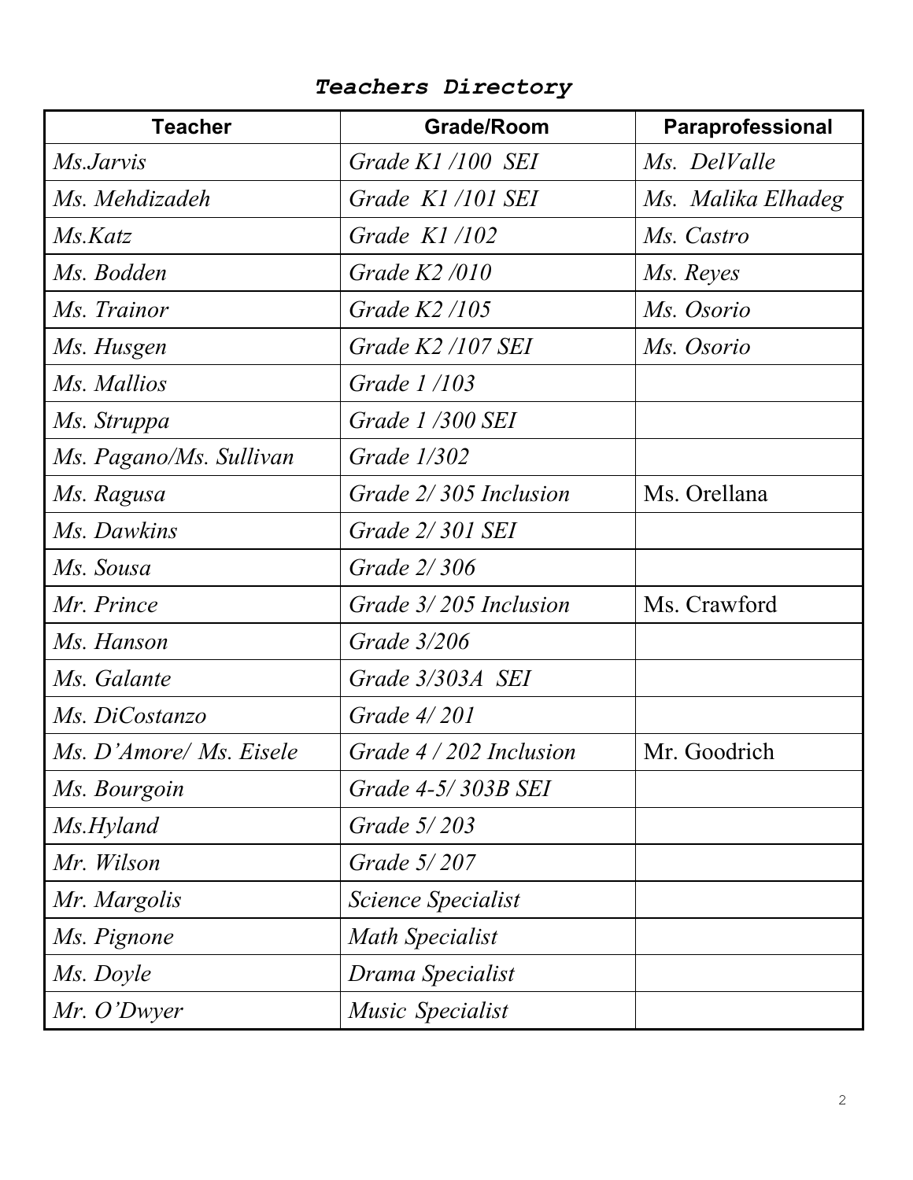## *Teachers Directory*

| Teacher | Grade/Room | Paraprofessional |
|---|---|---|
| *Ms.Jarvis* | *Grade K1 /100 SEI* | *Ms. DelValle* |
| *Ms. Mehdizadeh* | *Grade K1 /101 SEI* | *Ms. Malika Elhadeg* |
| *Ms.Katz* | *Grade K1 /102* | *Ms. Castro* |
| *Ms. Bodden* | *Grade K2 /010* | *Ms. Reyes* |
| *Ms. Trainor* | *Grade K2 /105* | *Ms. Osorio* |
| *Ms. Husgen* | *Grade K2 /107 SEI* | *Ms. Osorio* |
| *Ms. Mallios* | *Grade 1 /103* | |
| *Ms. Struppa* | *Grade 1 /300 SEI* | |
| *Ms. Pagano/Ms. Sullivan* | *Grade 1/302* | |
| *Ms. Ragusa* | *Grade 2/ 305 Inclusion* | Ms. Orellana |
| *Ms. Dawkins* | *Grade 2/ 301 SEI* | |
| *Ms. Sousa* | *Grade 2/ 306* | |
| *Mr. Prince* | *Grade 3/ 205 Inclusion* | Ms. Crawford |
| *Ms. Hanson* | *Grade 3/206* | |
| *Ms. Galante* | *Grade 3/303A SEI* | |
| *Ms. DiCostanzo* | *Grade 4/ 201* | |
| *Ms. D'Amore/ Ms. Eisele* | *Grade 4 / 202 Inclusion* | Mr. Goodrich |
| *Ms. Bourgoin* | *Grade 4-5/ 303B SEI* | |
| *Ms.Hyland* | *Grade 5/ 203* | |
| *Mr. Wilson* | *Grade 5/ 207* | |
| *Mr. Margolis* | *Science Specialist* | |
| *Ms. Pignone* | *Math Specialist* | |
| *Ms. Doyle* | *Drama Specialist* | |
| *Mr. O'Dwyer* | *Music Specialist* | |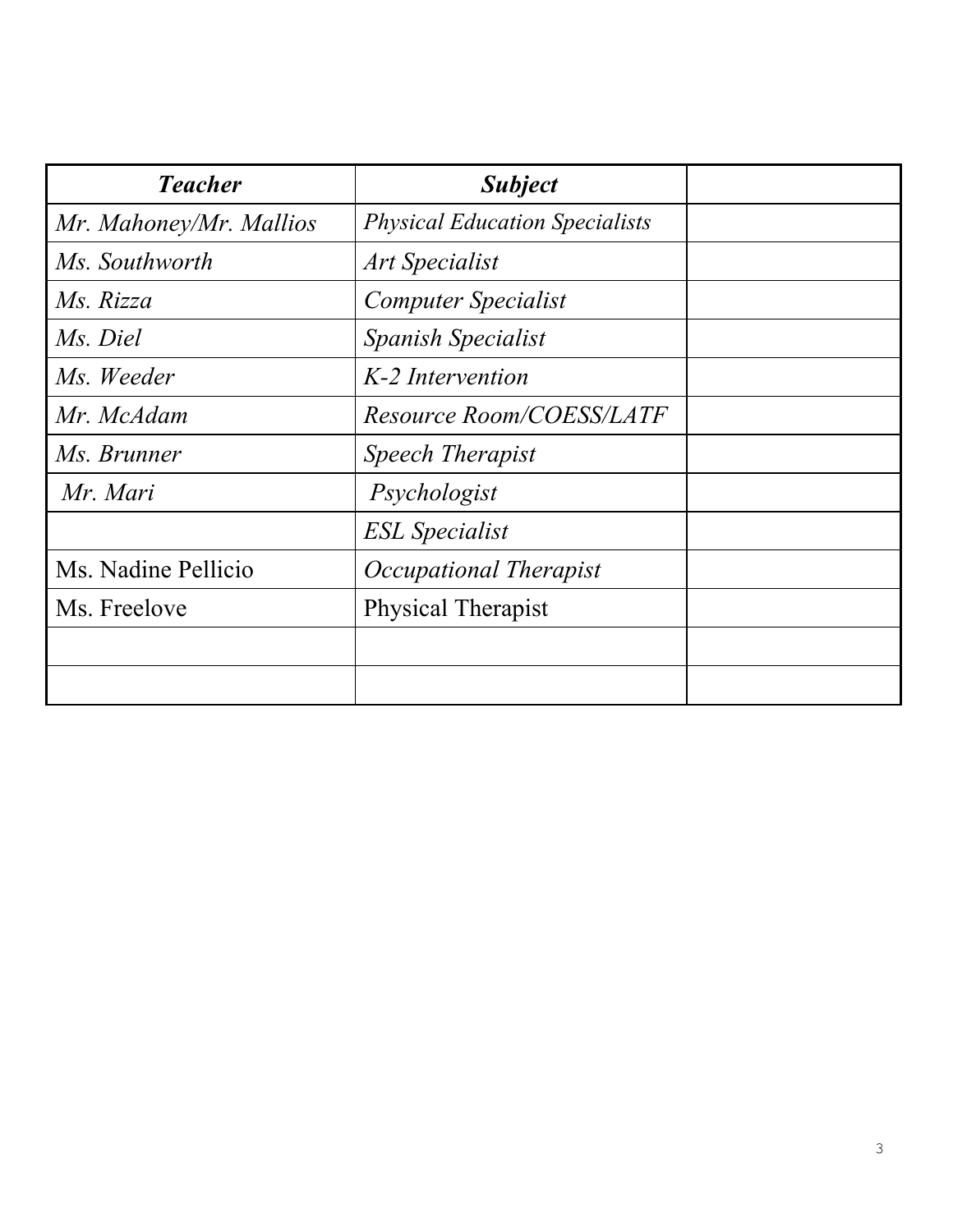| ***Teacher*** | ***Subject*** | |
|---|---|---|
| *Mr. Mahoney/Mr. Mallios* | *Physical Education Specialists* | |
| *Ms. Southworth* | *Art Specialist* | |
| *Ms. Rizza* | *Computer Specialist* | |
| *Ms. Diel* | *Spanish Specialist* | |
| *Ms. Weeder* | *K-2 Intervention* | |
| *Mr. McAdam* | *Resource Room/COESS/LATF* | |
| *Ms. Brunner* | *Speech Therapist* | |
| *Mr. Mari* | *Psychologist* | |
| | *ESL Specialist* | |
| Ms. Nadine Pellicio | *Occupational Therapist* | |
| Ms. Freelove | Physical Therapist | |
| | | |
| | | |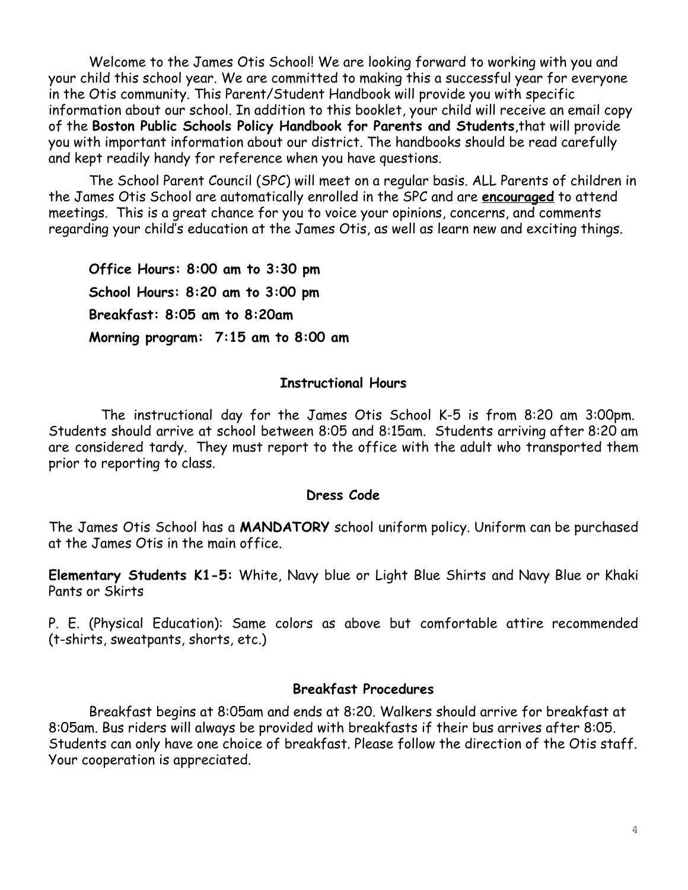Welcome to the James Otis School! We are looking forward to working with you and your child this school year. We are committed to making this a successful year for everyone in the Otis community. This Parent/Student Handbook will provide you with specific information about our school. In addition to this booklet, your child will receive an email copy of the **Boston Public Schools Policy Handbook for Parents and Students**,that will provide you with important information about our district. The handbooks should be read carefully and kept readily handy for reference when you have questions.

The School Parent Council (SPC) will meet on a regular basis. ALL Parents of children in the James Otis School are automatically enrolled in the SPC and are **encouraged** to attend meetings. This is a great chance for you to voice your opinions, concerns, and comments regarding your child's education at the James Otis, as well as learn new and exciting things.

**Office Hours: 8:00 am to 3:30 pm**

**School Hours: 8:20 am to 3:00 pm**

**Breakfast: 8:05 am to 8:20am**

**Morning program: 7:15 am to 8:00 am**

## Instructional Hours

The instructional day for the James Otis School K-5 is from 8:20 am 3:00pm. Students should arrive at school between 8:05 and 8:15am. Students arriving after 8:20 am are considered tardy. They must report to the office with the adult who transported them prior to reporting to class.

## Dress Code

The James Otis School has a **MANDATORY** school uniform policy. Uniform can be purchased at the James Otis in the main office.

**Elementary Students K1-5:** White, Navy blue or Light Blue Shirts and Navy Blue or Khaki Pants or Skirts

P. E. (Physical Education): Same colors as above but comfortable attire recommended (t-shirts, sweatpants, shorts, etc.)

## Breakfast Procedures

Breakfast begins at 8:05am and ends at 8:20. Walkers should arrive for breakfast at 8:05am. Bus riders will always be provided with breakfasts if their bus arrives after 8:05. Students can only have one choice of breakfast. Please follow the direction of the Otis staff. Your cooperation is appreciated.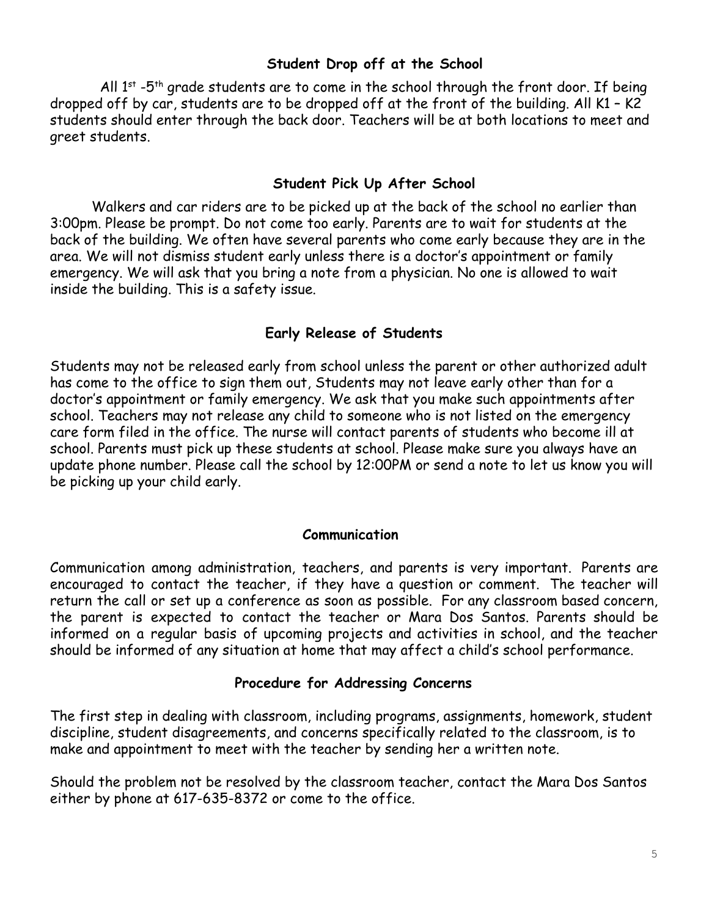## Student Drop off at the School

All 1st -5th grade students are to come in the school through the front door. If being dropped off by car, students are to be dropped off at the front of the building. All K1 – K2 students should enter through the back door. Teachers will be at both locations to meet and greet students.

## Student Pick Up After School

Walkers and car riders are to be picked up at the back of the school no earlier than 3:00pm. Please be prompt. Do not come too early. Parents are to wait for students at the back of the building. We often have several parents who come early because they are in the area. We will not dismiss student early unless there is a doctor's appointment or family emergency. We will ask that you bring a note from a physician. No one is allowed to wait inside the building. This is a safety issue.

## Early Release of Students

Students may not be released early from school unless the parent or other authorized adult has come to the office to sign them out, Students may not leave early other than for a doctor's appointment or family emergency. We ask that you make such appointments after school. Teachers may not release any child to someone who is not listed on the emergency care form filed in the office. The nurse will contact parents of students who become ill at school. Parents must pick up these students at school. Please make sure you always have an update phone number. Please call the school by 12:00PM or send a note to let us know you will be picking up your child early.

## Communication

Communication among administration, teachers, and parents is very important. Parents are encouraged to contact the teacher, if they have a question or comment. The teacher will return the call or set up a conference as soon as possible. For any classroom based concern, the parent is expected to contact the teacher or Mara Dos Santos. Parents should be informed on a regular basis of upcoming projects and activities in school, and the teacher should be informed of any situation at home that may affect a child's school performance.

## Procedure for Addressing Concerns

The first step in dealing with classroom, including programs, assignments, homework, student discipline, student disagreements, and concerns specifically related to the classroom, is to make and appointment to meet with the teacher by sending her a written note.

Should the problem not be resolved by the classroom teacher, contact the Mara Dos Santos either by phone at 617-635-8372 or come to the office.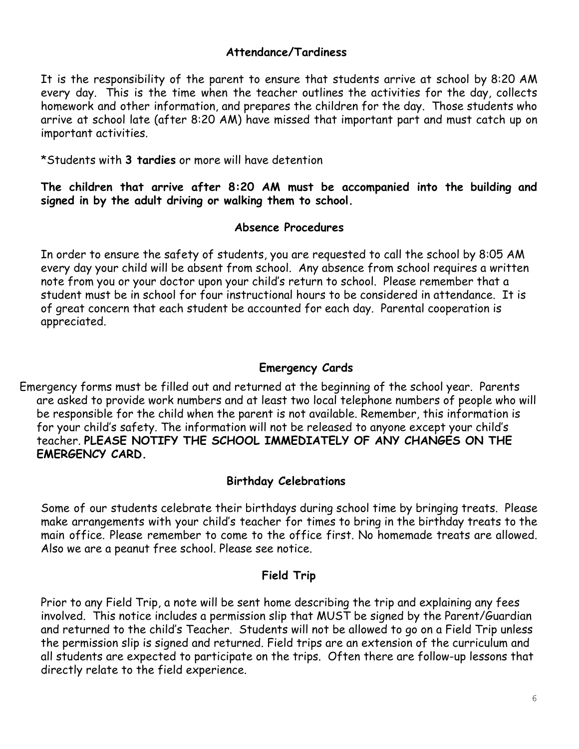## Attendance/Tardiness

It is the responsibility of the parent to ensure that students arrive at school by 8:20 AM every day. This is the time when the teacher outlines the activities for the day, collects homework and other information, and prepares the children for the day. Those students who arrive at school late (after 8:20 AM) have missed that important part and must catch up on important activities.

*Students with **3 tardies** or more will have detention

**The children that arrive after 8:20 AM must be accompanied into the building and signed in by the adult driving or walking them to school.**

## Absence Procedures

In order to ensure the safety of students, you are requested to call the school by 8:05 AM every day your child will be absent from school. Any absence from school requires a written note from you or your doctor upon your child's return to school. Please remember that a student must be in school for four instructional hours to be considered in attendance. It is of great concern that each student be accounted for each day. Parental cooperation is appreciated.

## Emergency Cards

Emergency forms must be filled out and returned at the beginning of the school year. Parents are asked to provide work numbers and at least two local telephone numbers of people who will be responsible for the child when the parent is not available. Remember, this information is for your child's safety. The information will not be released to anyone except your child's teacher. **PLEASE NOTIFY THE SCHOOL IMMEDIATELY OF ANY CHANGES ON THE EMERGENCY CARD.**

## Birthday Celebrations

Some of our students celebrate their birthdays during school time by bringing treats. Please make arrangements with your child's teacher for times to bring in the birthday treats to the main office. Please remember to come to the office first. No homemade treats are allowed. Also we are a peanut free school. Please see notice.

## Field Trip

Prior to any Field Trip, a note will be sent home describing the trip and explaining any fees involved. This notice includes a permission slip that MUST be signed by the Parent/Guardian and returned to the child's Teacher. Students will not be allowed to go on a Field Trip unless the permission slip is signed and returned. Field trips are an extension of the curriculum and all students are expected to participate on the trips. Often there are follow-up lessons that directly relate to the field experience.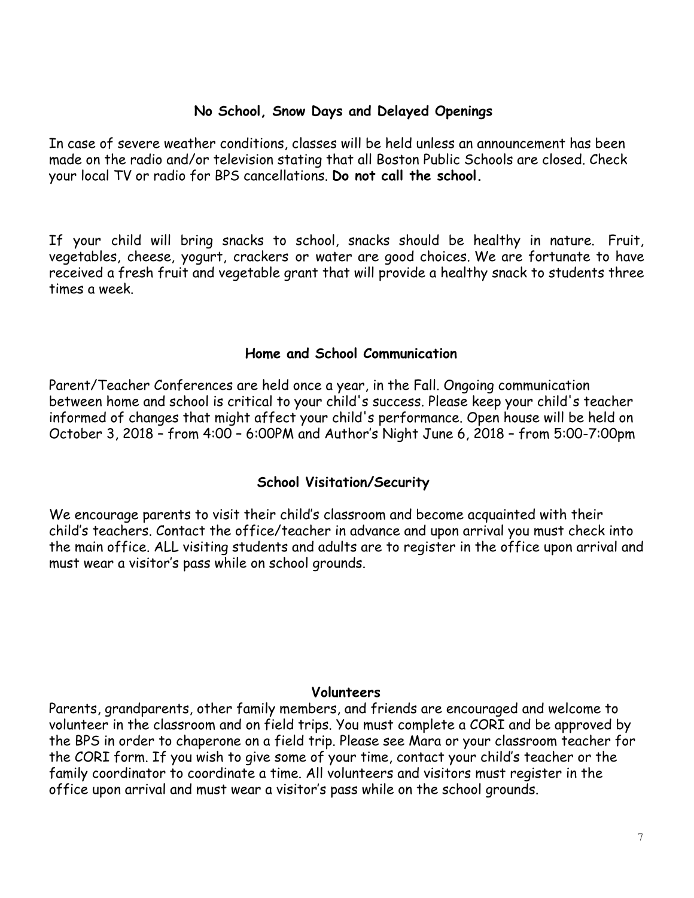## No School, Snow Days and Delayed Openings

In case of severe weather conditions, classes will be held unless an announcement has been made on the radio and/or television stating that all Boston Public Schools are closed. Check your local TV or radio for BPS cancellations. **Do not call the school.**

If your child will bring snacks to school, snacks should be healthy in nature. Fruit, vegetables, cheese, yogurt, crackers or water are good choices. We are fortunate to have received a fresh fruit and vegetable grant that will provide a healthy snack to students three times a week.

## Home and School Communication

Parent/Teacher Conferences are held once a year, in the Fall. Ongoing communication between home and school is critical to your child's success. Please keep your child's teacher informed of changes that might affect your child's performance. Open house will be held on October 3, 2018 – from 4:00 – 6:00PM and Author's Night June 6, 2018 – from 5:00-7:00pm

## School Visitation/Security

We encourage parents to visit their child's classroom and become acquainted with their child's teachers. Contact the office/teacher in advance and upon arrival you must check into the main office. ALL visiting students and adults are to register in the office upon arrival and must wear a visitor's pass while on school grounds.

## Volunteers

Parents, grandparents, other family members, and friends are encouraged and welcome to volunteer in the classroom and on field trips. You must complete a CORI and be approved by the BPS in order to chaperone on a field trip. Please see Mara or your classroom teacher for the CORI form. If you wish to give some of your time, contact your child's teacher or the family coordinator to coordinate a time. All volunteers and visitors must register in the office upon arrival and must wear a visitor's pass while on the school grounds.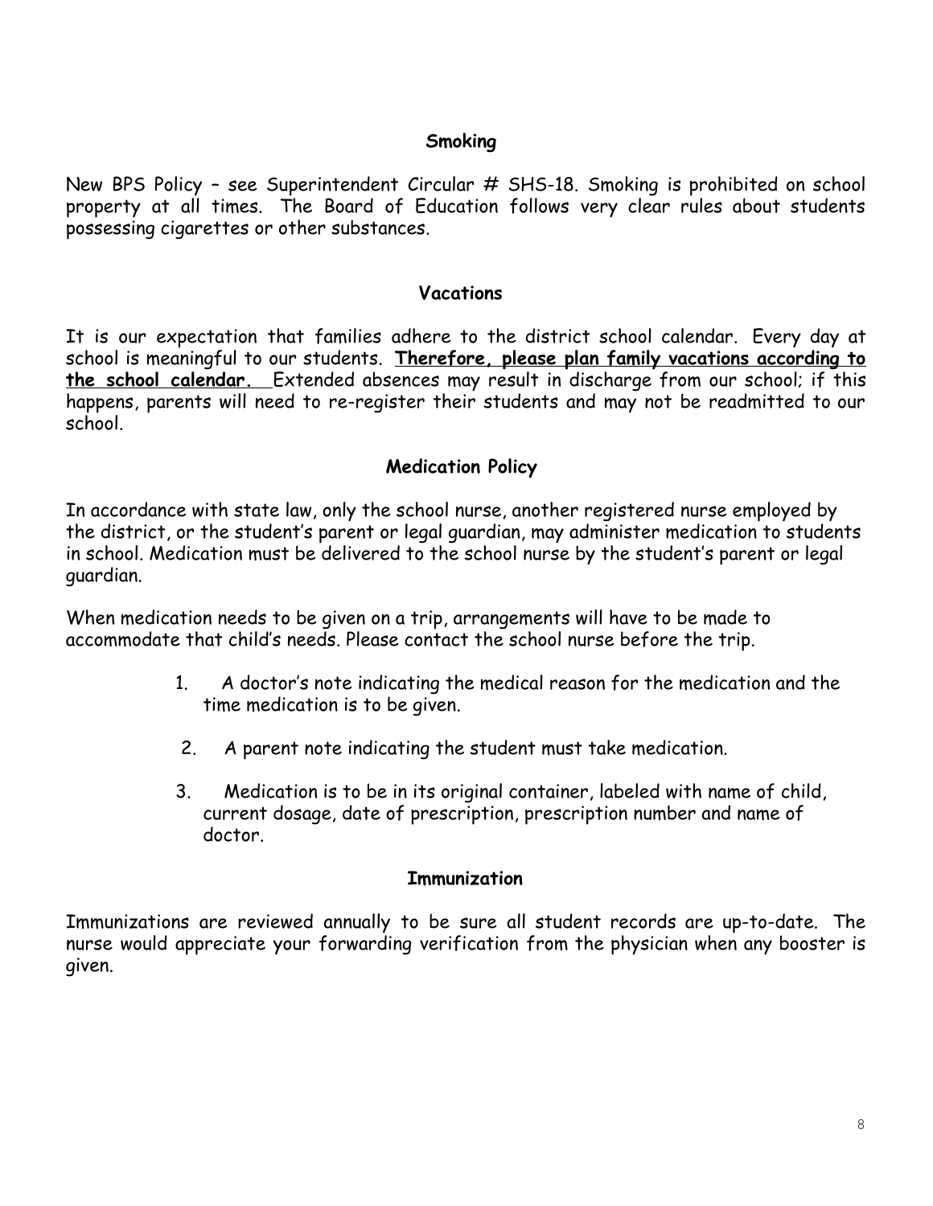## Smoking

New BPS Policy – see Superintendent Circular # SHS-18. Smoking is prohibited on school property at all times. The Board of Education follows very clear rules about students possessing cigarettes or other substances.

## Vacations

It is our expectation that families adhere to the district school calendar. Every day at school is meaningful to our students. **Therefore, please plan family vacations according to the school calendar.** Extended absences may result in discharge from our school; if this happens, parents will need to re-register their students and may not be readmitted to our school.

## Medication Policy

In accordance with state law, only the school nurse, another registered nurse employed by the district, or the student's parent or legal guardian, may administer medication to students in school. Medication must be delivered to the school nurse by the student's parent or legal guardian.

When medication needs to be given on a trip, arrangements will have to be made to accommodate that child's needs. Please contact the school nurse before the trip.

1. A doctor's note indicating the medical reason for the medication and the time medication is to be given.
2. A parent note indicating the student must take medication.
3. Medication is to be in its original container, labeled with name of child, current dosage, date of prescription, prescription number and name of doctor.

## Immunization

Immunizations are reviewed annually to be sure all student records are up-to-date. The nurse would appreciate your forwarding verification from the physician when any booster is given.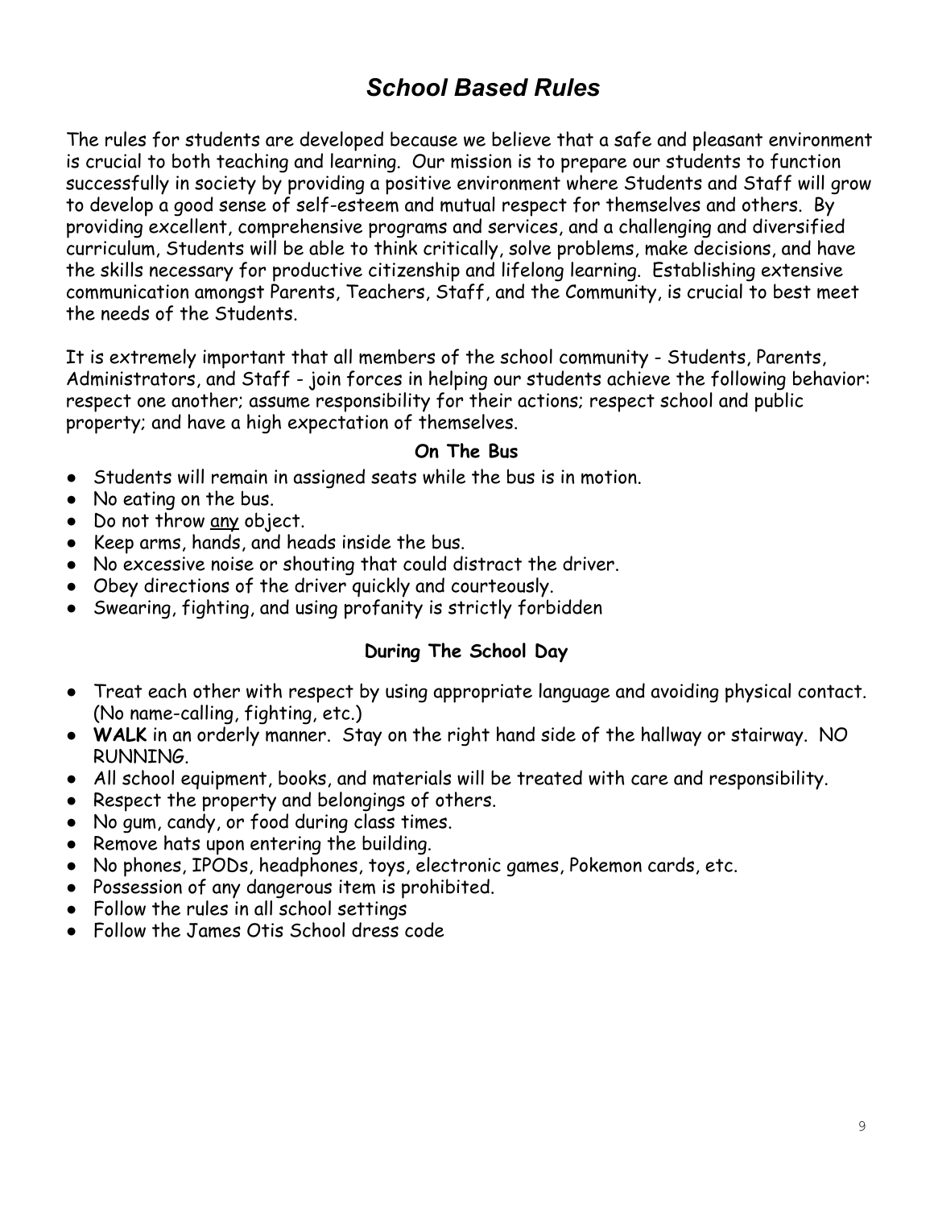# *School Based Rules*

The rules for students are developed because we believe that a safe and pleasant environment is crucial to both teaching and learning. Our mission is to prepare our students to function successfully in society by providing a positive environment where Students and Staff will grow to develop a good sense of self-esteem and mutual respect for themselves and others. By providing excellent, comprehensive programs and services, and a challenging and diversified curriculum, Students will be able to think critically, solve problems, make decisions, and have the skills necessary for productive citizenship and lifelong learning. Establishing extensive communication amongst Parents, Teachers, Staff, and the Community, is crucial to best meet the needs of the Students.

It is extremely important that all members of the school community - Students, Parents, Administrators, and Staff - join forces in helping our students achieve the following behavior: respect one another; assume responsibility for their actions; respect school and public property; and have a high expectation of themselves.

### On The Bus

- Students will remain in assigned seats while the bus is in motion.
- No eating on the bus.
- Do not throw <u>any</u> object.
- Keep arms, hands, and heads inside the bus.
- No excessive noise or shouting that could distract the driver.
- Obey directions of the driver quickly and courteously.
- Swearing, fighting, and using profanity is strictly forbidden

### During The School Day

- Treat each other with respect by using appropriate language and avoiding physical contact. (No name-calling, fighting, etc.)
- **WALK** in an orderly manner. Stay on the right hand side of the hallway or stairway. NO RUNNING.
- All school equipment, books, and materials will be treated with care and responsibility.
- Respect the property and belongings of others.
- No gum, candy, or food during class times.
- Remove hats upon entering the building.
- No phones, IPODs, headphones, toys, electronic games, Pokemon cards, etc.
- Possession of any dangerous item is prohibited.
- Follow the rules in all school settings
- Follow the James Otis School dress code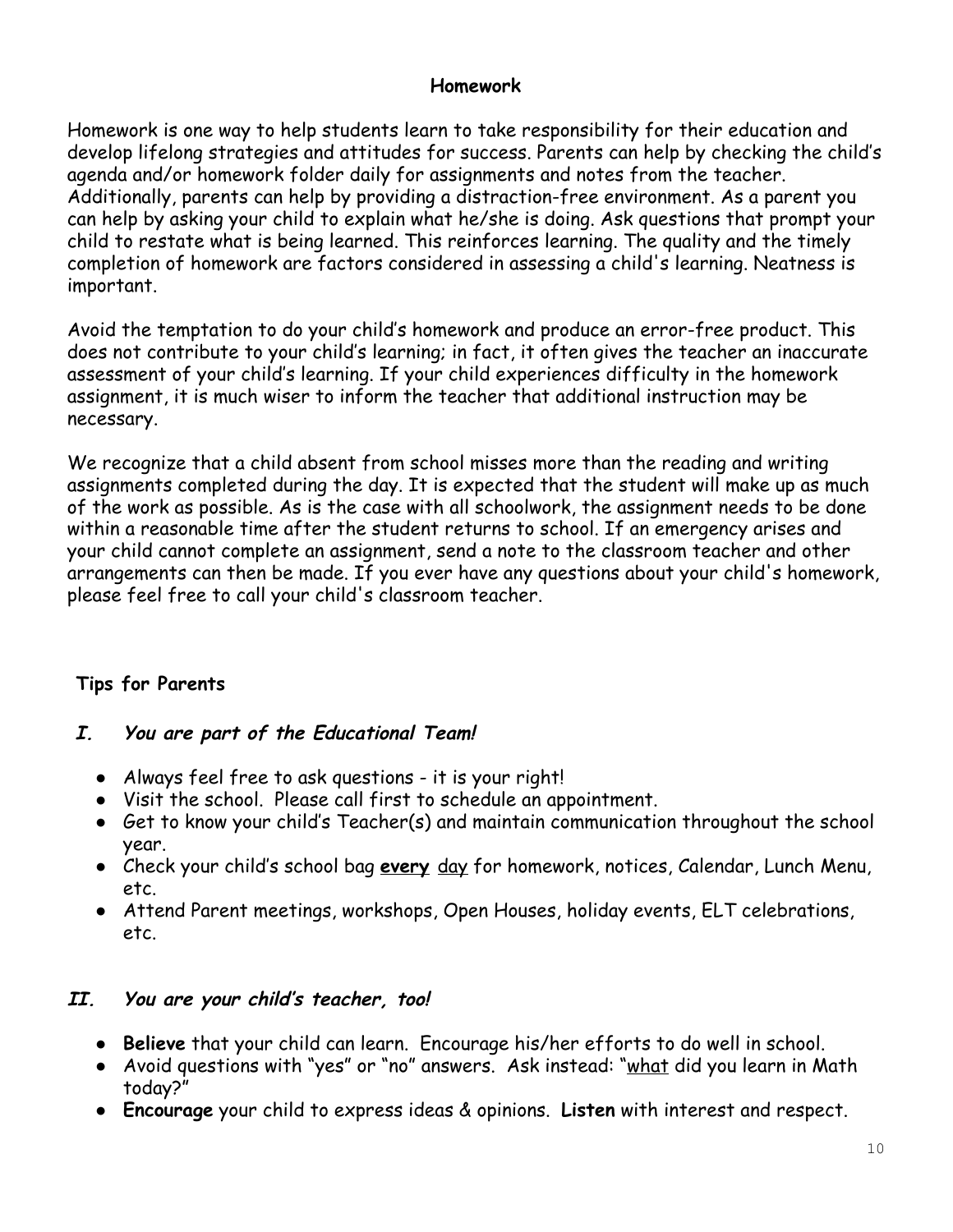## Homework

Homework is one way to help students learn to take responsibility for their education and develop lifelong strategies and attitudes for success. Parents can help by checking the child's agenda and/or homework folder daily for assignments and notes from the teacher. Additionally, parents can help by providing a distraction-free environment. As a parent you can help by asking your child to explain what he/she is doing. Ask questions that prompt your child to restate what is being learned. This reinforces learning. The quality and the timely completion of homework are factors considered in assessing a child's learning. Neatness is important.

Avoid the temptation to do your child's homework and produce an error-free product. This does not contribute to your child's learning; in fact, it often gives the teacher an inaccurate assessment of your child's learning. If your child experiences difficulty in the homework assignment, it is much wiser to inform the teacher that additional instruction may be necessary.

We recognize that a child absent from school misses more than the reading and writing assignments completed during the day. It is expected that the student will make up as much of the work as possible. As is the case with all schoolwork, the assignment needs to be done within a reasonable time after the student returns to school. If an emergency arises and your child cannot complete an assignment, send a note to the classroom teacher and other arrangements can then be made. If you ever have any questions about your child's homework, please feel free to call your child's classroom teacher.

### Tips for Parents

#### *I. You are part of the Educational Team!*

- Always feel free to ask questions - it is your right!
- Visit the school. Please call first to schedule an appointment.
- Get to know your child's Teacher(s) and maintain communication throughout the school year.
- Check your child's school bag **<u>every</u>** <u>day</u> for homework, notices, Calendar, Lunch Menu, etc.
- Attend Parent meetings, workshops, Open Houses, holiday events, ELT celebrations, etc.

#### *II. You are your child's teacher, too!*

- **Believe** that your child can learn. Encourage his/her efforts to do well in school.
- Avoid questions with "yes" or "no" answers. Ask instead: "<u>what</u> did you learn in Math today?"
- **Encourage** your child to express ideas & opinions. **Listen** with interest and respect.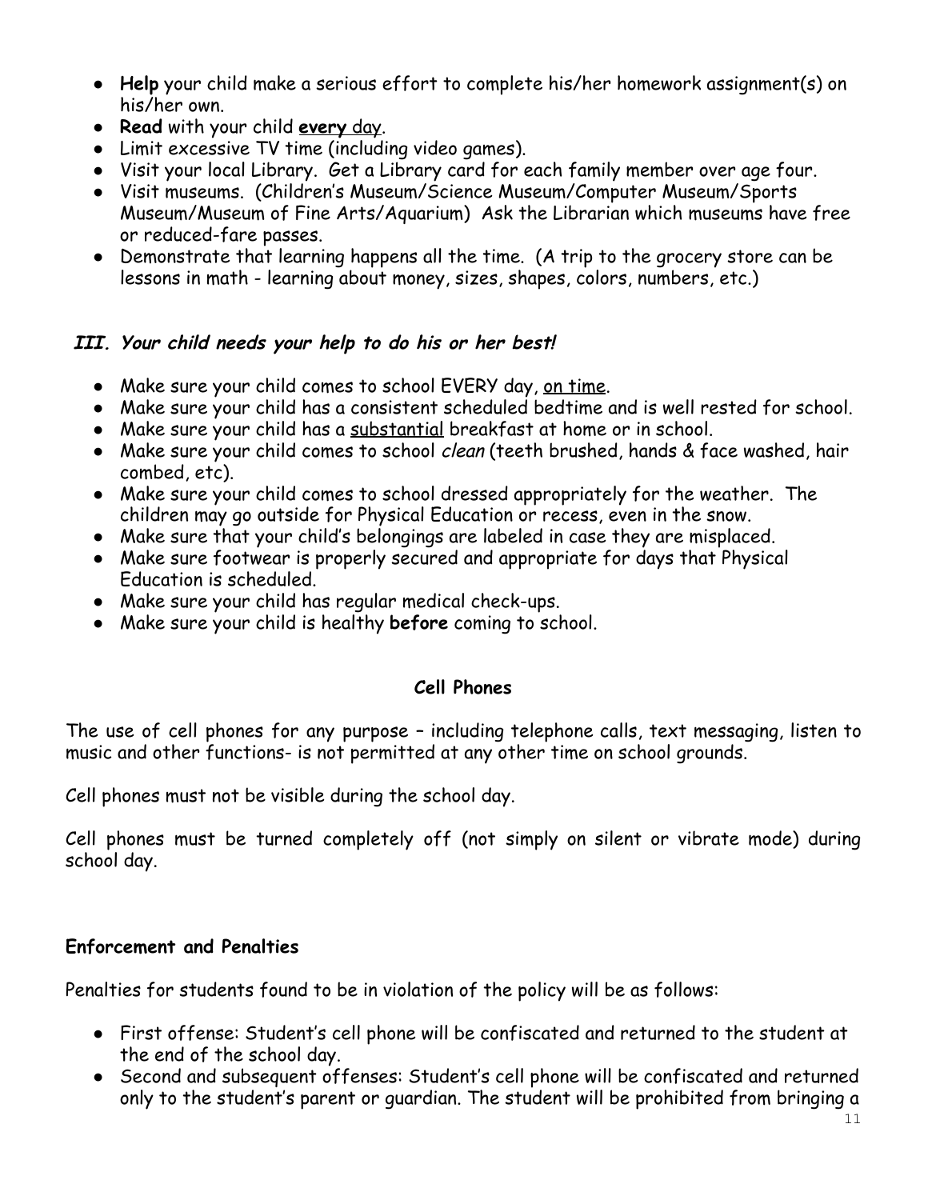- **Help** your child make a serious effort to complete his/her homework assignment(s) on his/her own.
- **Read** with your child ***every*** day.
- Limit excessive TV time (including video games).
- Visit your local Library. Get a Library card for each family member over age four.
- Visit museums. (Children's Museum/Science Museum/Computer Museum/Sports Museum/Museum of Fine Arts/Aquarium) Ask the Librarian which museums have free or reduced-fare passes.
- Demonstrate that learning happens all the time. (A trip to the grocery store can be lessons in math - learning about money, sizes, shapes, colors, numbers, etc.)

### ***III. Your child needs your help to do his or her best!***

- Make sure your child comes to school EVERY day, on time.
- Make sure your child has a consistent scheduled bedtime and is well rested for school.
- Make sure your child has a substantial breakfast at home or in school.
- Make sure your child comes to school *clean* (teeth brushed, hands & face washed, hair combed, etc).
- Make sure your child comes to school dressed appropriately for the weather. The children may go outside for Physical Education or recess, even in the snow.
- Make sure that your child's belongings are labeled in case they are misplaced.
- Make sure footwear is properly secured and appropriate for days that Physical Education is scheduled.
- Make sure your child has regular medical check-ups.
- Make sure your child is healthy **before** coming to school.

## Cell Phones

The use of cell phones for any purpose – including telephone calls, text messaging, listen to music and other functions- is not permitted at any other time on school grounds.

Cell phones must not be visible during the school day.

Cell phones must be turned completely off (not simply on silent or vibrate mode) during school day.

### Enforcement and Penalties

Penalties for students found to be in violation of the policy will be as follows:

- First offense: Student's cell phone will be confiscated and returned to the student at the end of the school day.
- Second and subsequent offenses: Student's cell phone will be confiscated and returned only to the student's parent or guardian. The student will be prohibited from bringing a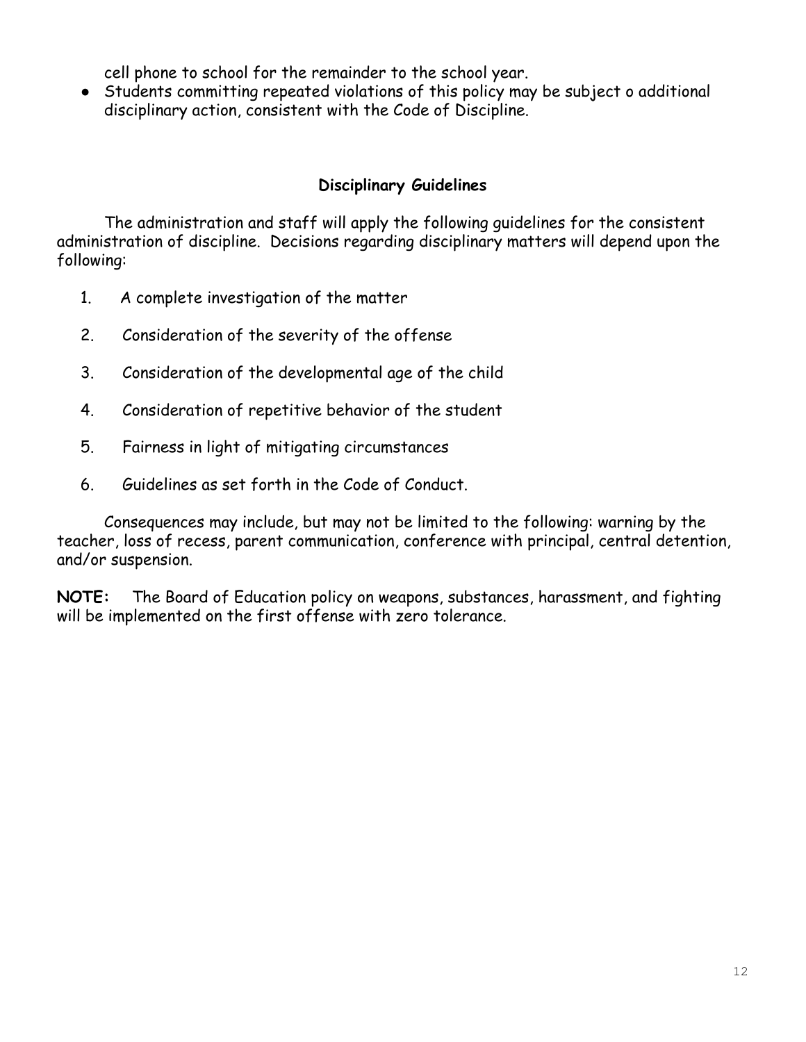cell phone to school for the remainder to the school year.

- Students committing repeated violations of this policy may be subject o additional disciplinary action, consistent with the Code of Discipline.

### Disciplinary Guidelines

The administration and staff will apply the following guidelines for the consistent administration of discipline. Decisions regarding disciplinary matters will depend upon the following:

1. A complete investigation of the matter
2. Consideration of the severity of the offense
3. Consideration of the developmental age of the child
4. Consideration of repetitive behavior of the student
5. Fairness in light of mitigating circumstances
6. Guidelines as set forth in the Code of Conduct.

Consequences may include, but may not be limited to the following: warning by the teacher, loss of recess, parent communication, conference with principal, central detention, and/or suspension.

**NOTE:** The Board of Education policy on weapons, substances, harassment, and fighting will be implemented on the first offense with zero tolerance.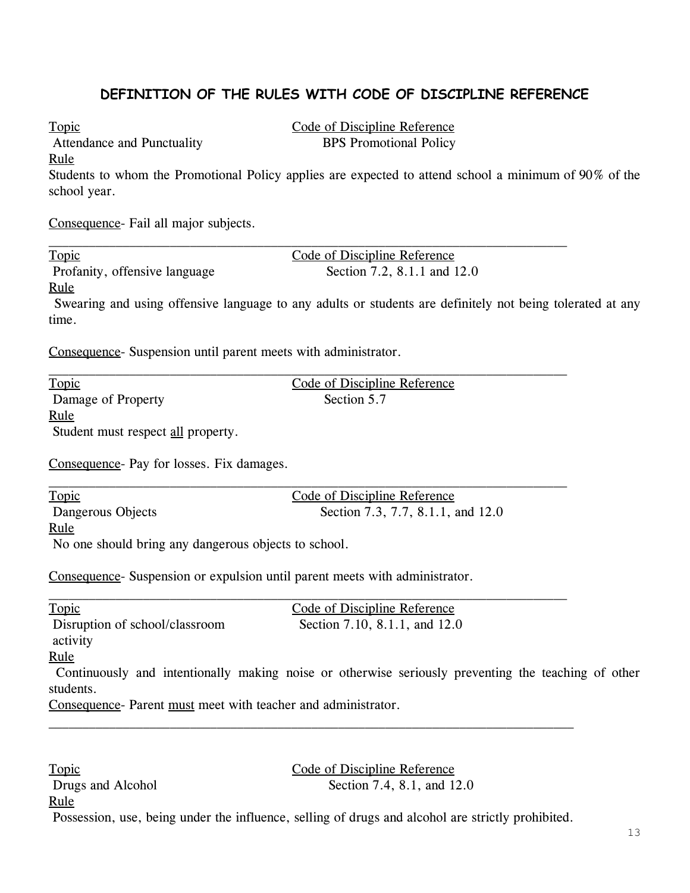## DEFINITION OF THE RULES WITH CODE OF DISCIPLINE REFERENCE

| Topic | Code of Discipline Reference |
|---|---|
| Attendance and Punctuality | BPS Promotional Policy |

Rule

Students to whom the Promotional Policy applies are expected to attend school a minimum of 90% of the school year.

Consequence- Fail all major subjects.

---

| Topic | Code of Discipline Reference |
|---|---|
| Profanity, offensive language | Section 7.2, 8.1.1 and 12.0 |

Rule

Swearing and using offensive language to any adults or students are definitely not being tolerated at any time.

Consequence- Suspension until parent meets with administrator.

---

| Topic | Code of Discipline Reference |
|---|---|
| Damage of Property | Section 5.7 |

Rule

Student must respect all property.

Consequence- Pay for losses. Fix damages.

---

| Topic | Code of Discipline Reference |
|---|---|
| Dangerous Objects | Section 7.3, 7.7, 8.1.1, and 12.0 |

Rule

No one should bring any dangerous objects to school.

Consequence- Suspension or expulsion until parent meets with administrator.

---

| Topic | Code of Discipline Reference |
|---|---|
| Disruption of school/classroom activity | Section 7.10, 8.1.1, and 12.0 |

Rule

Continuously and intentionally making noise or otherwise seriously preventing the teaching of other students.

Consequence- Parent must meet with teacher and administrator.

---

| Topic | Code of Discipline Reference |
|---|---|
| Drugs and Alcohol | Section 7.4, 8.1, and 12.0 |

Rule

Possession, use, being under the influence, selling of drugs and alcohol are strictly prohibited.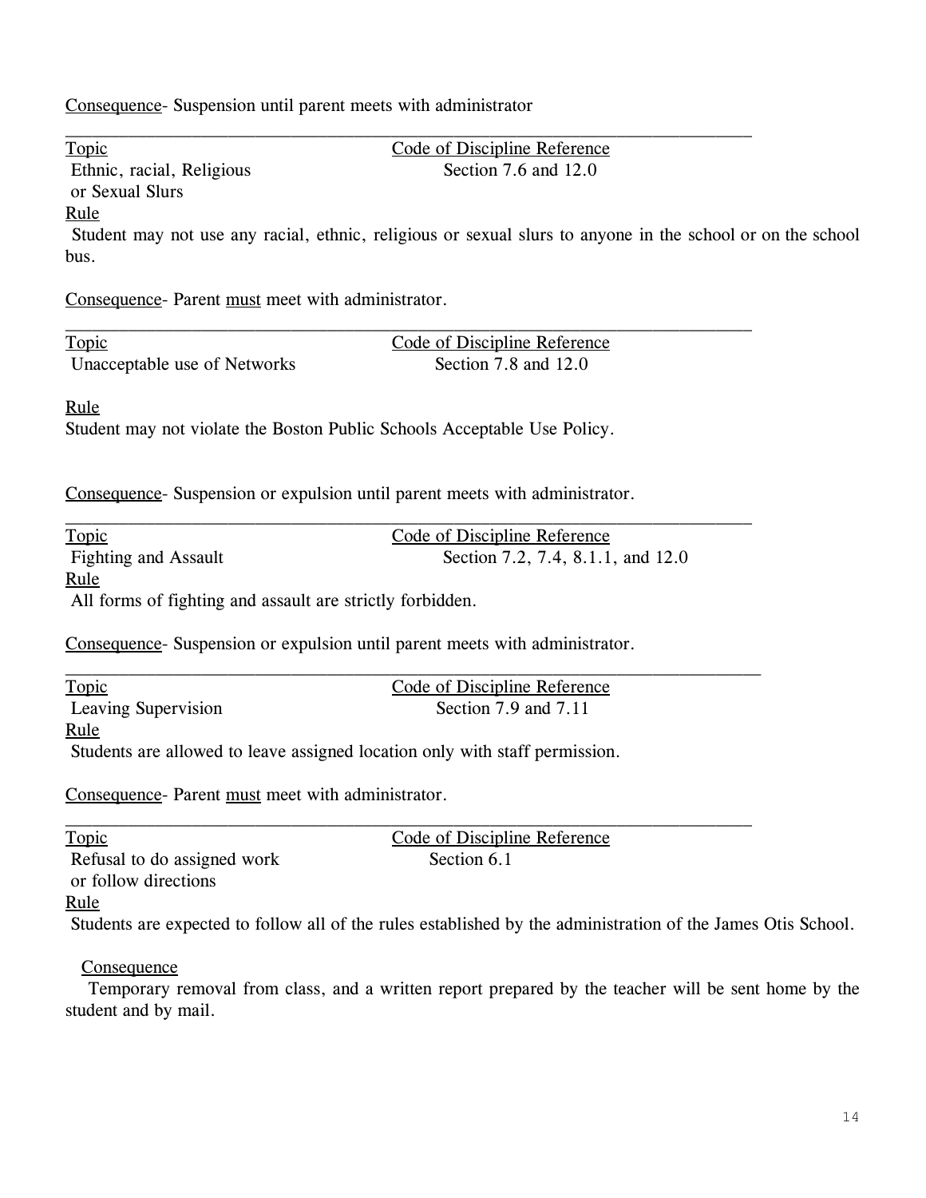Consequence- Suspension until parent meets with administrator

---

| Topic | Code of Discipline Reference |
|---|---|
| Ethnic, racial, Religious or Sexual Slurs | Section 7.6 and 12.0 |

Rule

Student may not use any racial, ethnic, religious or sexual slurs to anyone in the school or on the school bus.

Consequence- Parent must meet with administrator.

---

| Topic | Code of Discipline Reference |
|---|---|
| Unacceptable use of Networks | Section 7.8 and 12.0 |

Rule

Student may not violate the Boston Public Schools Acceptable Use Policy.

Consequence- Suspension or expulsion until parent meets with administrator.

---

| Topic | Code of Discipline Reference |
|---|---|
| Fighting and Assault | Section 7.2, 7.4, 8.1.1, and 12.0 |

Rule

All forms of fighting and assault are strictly forbidden.

Consequence- Suspension or expulsion until parent meets with administrator.

---

| Topic | Code of Discipline Reference |
|---|---|
| Leaving Supervision | Section 7.9 and 7.11 |

Rule

Students are allowed to leave assigned location only with staff permission.

Consequence- Parent must meet with administrator.

---

| Topic | Code of Discipline Reference |
|---|---|
| Refusal to do assigned work or follow directions | Section 6.1 |

Rule

Students are expected to follow all of the rules established by the administration of the James Otis School.

Consequence

Temporary removal from class, and a written report prepared by the teacher will be sent home by the student and by mail.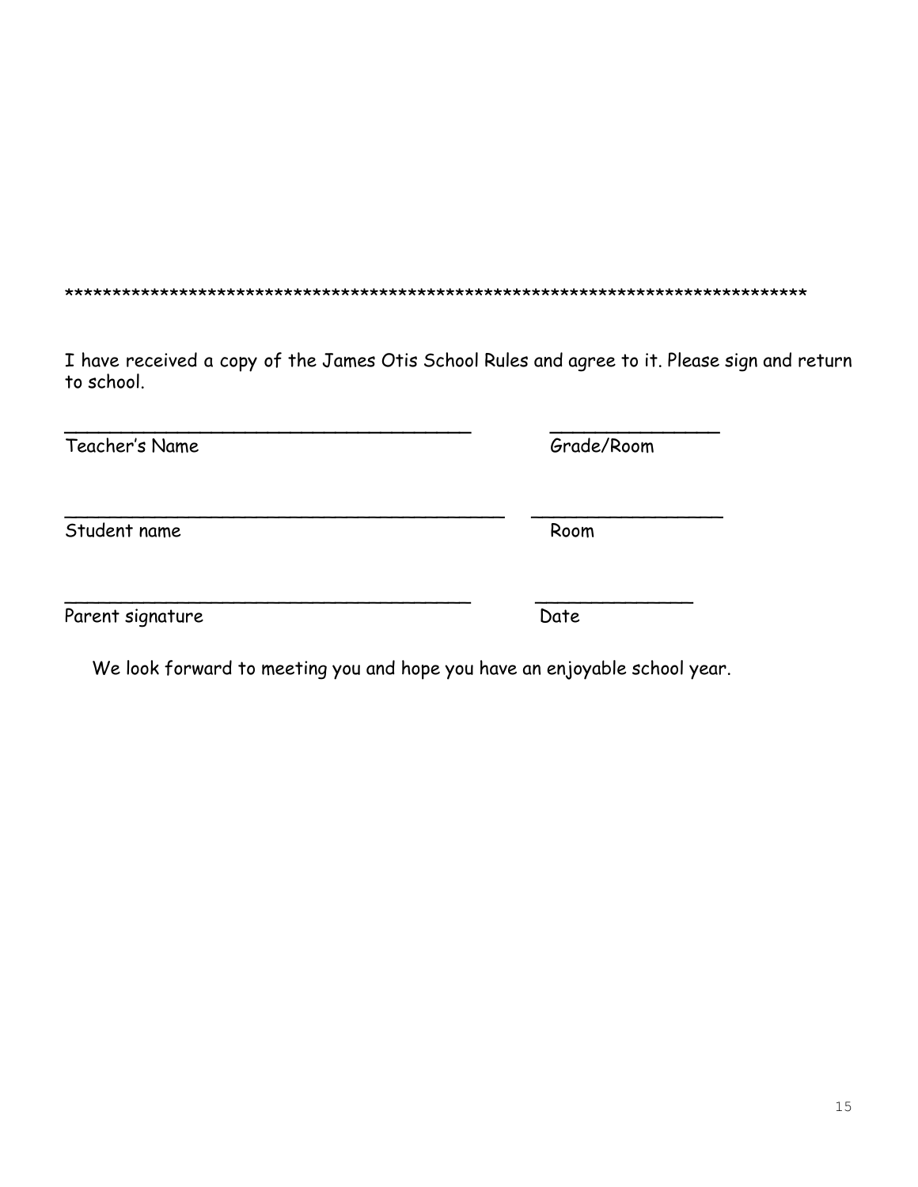******************************************************************************

I have received a copy of the James Otis School Rules and agree to it. Please sign and return to school.

_________________________________________ ________________
Teacher's Name Grade/Room

____________________________________________ __________________
Student name Room

_________________________________________ _______________
Parent signature Date

We look forward to meeting you and hope you have an enjoyable school year.